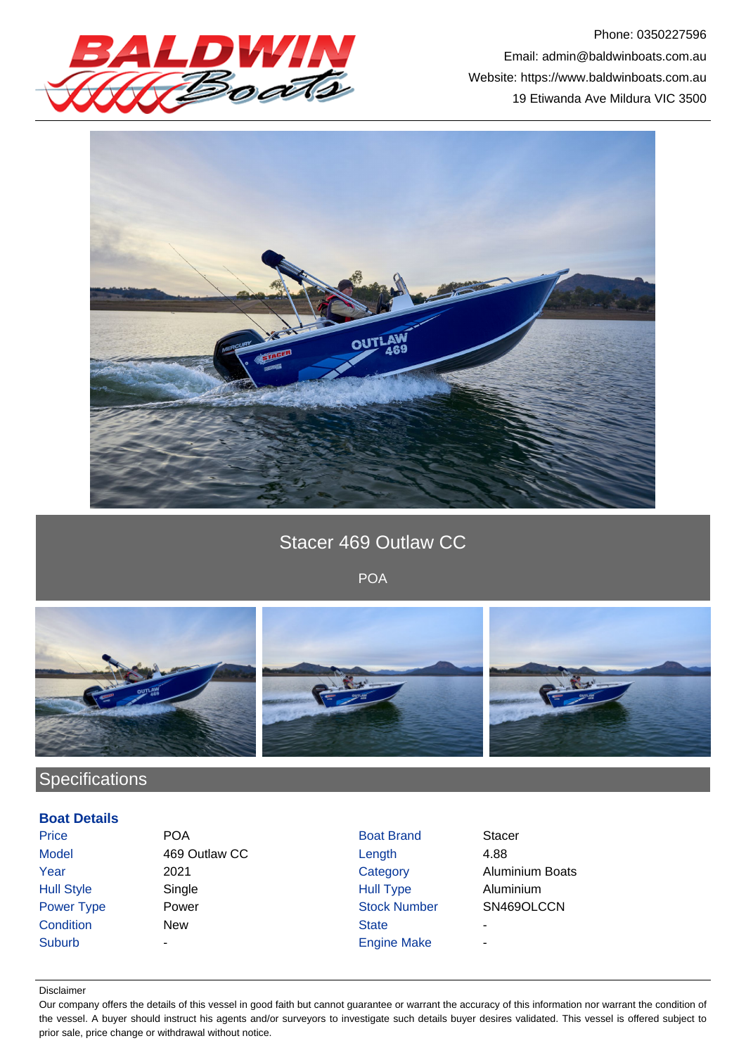Phone: 0350227596
Email: admin@baldwinboats.com.au
Website: https://www.baldwinboats.com.au
19 Etiwanda Ave Mildura VIC 3500

# Stacer 469 Outlaw CC

POA

## Specifications

### Boat Details

| | | | |
|---|---|---|---|
| Price | POA | Boat Brand | Stacer |
| Model | 469 Outlaw CC | Length | 4.88 |
| Year | 2021 | Category | Aluminium Boats |
| Hull Style | Single | Hull Type | Aluminium |
| Power Type | Power | Stock Number | SN469OLCCN |
| Condition | New | State | - |
| Suburb | - | Engine Make | - |

Disclaimer

Our company offers the details of this vessel in good faith but cannot guarantee or warrant the accuracy of this information nor warrant the condition of the vessel. A buyer should instruct his agents and/or surveyors to investigate such details buyer desires validated. This vessel is offered subject to prior sale, price change or withdrawal without notice.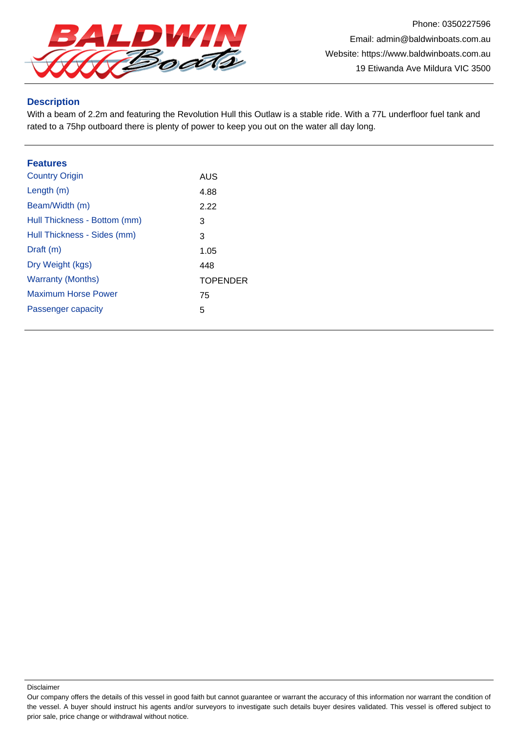Phone: 0350227596
Email: admin@baldwinboats.com.au
Website: https://www.baldwinboats.com.au
19 Etiwanda Ave Mildura VIC 3500

## Description

With a beam of 2.2m and featuring the Revolution Hull this Outlaw is a stable ride. With a 77L underfloor fuel tank and rated to a 75hp outboard there is plenty of power to keep you out on the water all day long.

## Features

| | |
|---|---|
| Country Origin | AUS |
| Length (m) | 4.88 |
| Beam/Width (m) | 2.22 |
| Hull Thickness - Bottom (mm) | 3 |
| Hull Thickness - Sides (mm) | 3 |
| Draft (m) | 1.05 |
| Dry Weight (kgs) | 448 |
| Warranty (Months) | TOPENDER |
| Maximum Horse Power | 75 |
| Passenger capacity | 5 |

Disclaimer

Our company offers the details of this vessel in good faith but cannot guarantee or warrant the accuracy of this information nor warrant the condition of the vessel. A buyer should instruct his agents and/or surveyors to investigate such details buyer desires validated. This vessel is offered subject to prior sale, price change or withdrawal without notice.